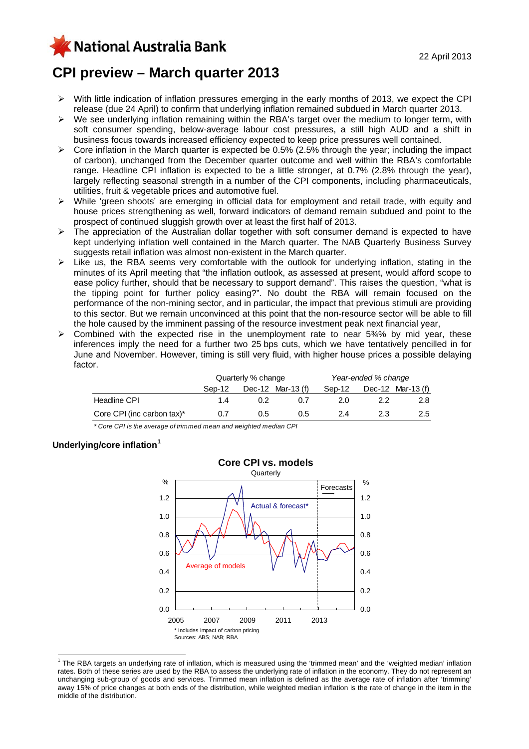National Australia Bank

22 April 2013

# CPI preview – March quarter 2013

- With little indication of inflation pressures emerging in the early months of 2013, we expect the CPI release (due 24 April) to confirm that underlying inflation remained subdued in March quarter 2013.
- We see underlying inflation remaining within the RBA's target over the medium to longer term, with soft consumer spending, below-average labour cost pressures, a still high AUD and a shift in business focus towards increased efficiency expected to keep price pressures well contained.
- Core inflation in the March quarter is expected be 0.5% (2.5% through the year; including the impact of carbon), unchanged from the December quarter outcome and well within the RBA's comfortable range. Headline CPI inflation is expected to be a little stronger, at 0.7% (2.8% through the year), largely reflecting seasonal strength in a number of the CPI components, including pharmaceuticals, utilities, fruit & vegetable prices and automotive fuel.
- While 'green shoots' are emerging in official data for employment and retail trade, with equity and house prices strengthening as well, forward indicators of demand remain subdued and point to the prospect of continued sluggish growth over at least the first half of 2013.
- The appreciation of the Australian dollar together with soft consumer demand is expected to have kept underlying inflation well contained in the March quarter. The NAB Quarterly Business Survey suggests retail inflation was almost non-existent in the March quarter.
- Like us, the RBA seems very comfortable with the outlook for underlying inflation, stating in the minutes of its April meeting that "the inflation outlook, as assessed at present, would afford scope to ease policy further, should that be necessary to support demand". This raises the question, "what is the tipping point for further policy easing?". No doubt the RBA will remain focused on the performance of the non-mining sector, and in particular, the impact that previous stimuli are providing to this sector. But we remain unconvinced at this point that the non-resource sector will be able to fill the hole caused by the imminent passing of the resource investment peak next financial year,
- Combined with the expected rise in the unemployment rate to near 5¾% by mid year, these inferences imply the need for a further two 25 bps cuts, which we have tentatively pencilled in for June and November. However, timing is still very fluid, with higher house prices a possible delaying factor.

| | Quarterly % change | | | *Year-ended % change* | | |
|---|---|---|---|---|---|---|
| | Sep-12 | Dec-12 | Mar-13 (f) | Sep-12 | Dec-12 | Mar-13 (f) |
| Headline CPI | 1.4 | 0.2 | 0.7 | 2.0 | 2.2 | 2.8 |
| Core CPI (inc carbon tax)* | 0.7 | 0.5 | 0.5 | 2.4 | 2.3 | 2.5 |

*\* Core CPI is the average of trimmed mean and weighted median CPI*

### Underlying/core inflation[1]

**Core CPI vs. models**
Quarterly

\* Includes impact of carbon pricing
Sources: ABS; NAB; RBA

[1] The RBA targets an underlying rate of inflation, which is measured using the 'trimmed mean' and the 'weighted median' inflation rates. Both of these series are used by the RBA to assess the underlying rate of inflation in the economy. They do not represent an unchanging sub-group of goods and services. Trimmed mean inflation is defined as the average rate of inflation after 'trimming' away 15% of price changes at both ends of the distribution, while weighted median inflation is the rate of change in the item in the middle of the distribution.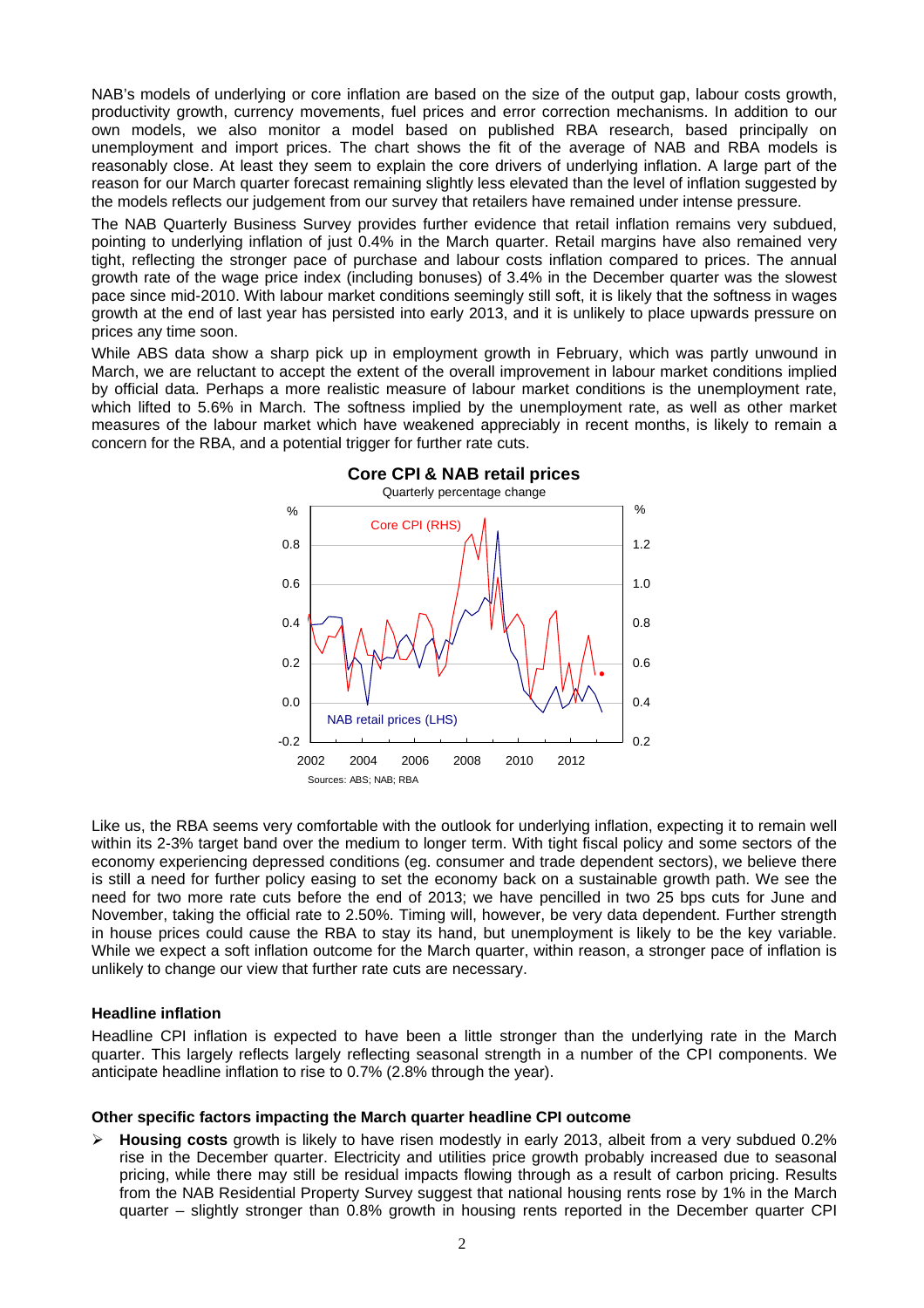NAB's models of underlying or core inflation are based on the size of the output gap, labour costs growth, productivity growth, currency movements, fuel prices and error correction mechanisms. In addition to our own models, we also monitor a model based on published RBA research, based principally on unemployment and import prices. The chart shows the fit of the average of NAB and RBA models is reasonably close. At least they seem to explain the core drivers of underlying inflation. A large part of the reason for our March quarter forecast remaining slightly less elevated than the level of inflation suggested by the models reflects our judgement from our survey that retailers have remained under intense pressure.

The NAB Quarterly Business Survey provides further evidence that retail inflation remains very subdued, pointing to underlying inflation of just 0.4% in the March quarter. Retail margins have also remained very tight, reflecting the stronger pace of purchase and labour costs inflation compared to prices. The annual growth rate of the wage price index (including bonuses) of 3.4% in the December quarter was the slowest pace since mid-2010. With labour market conditions seemingly still soft, it is likely that the softness in wages growth at the end of last year has persisted into early 2013, and it is unlikely to place upwards pressure on prices any time soon.

While ABS data show a sharp pick up in employment growth in February, which was partly unwound in March, we are reluctant to accept the extent of the overall improvement in labour market conditions implied by official data. Perhaps a more realistic measure of labour market conditions is the unemployment rate, which lifted to 5.6% in March. The softness implied by the unemployment rate, as well as other market measures of the labour market which have weakened appreciably in recent months, is likely to remain a concern for the RBA, and a potential trigger for further rate cuts.

**Core CPI & NAB retail prices**

Quarterly percentage change

Sources: ABS; NAB; RBA

Like us, the RBA seems very comfortable with the outlook for underlying inflation, expecting it to remain well within its 2-3% target band over the medium to longer term. With tight fiscal policy and some sectors of the economy experiencing depressed conditions (eg. consumer and trade dependent sectors), we believe there is still a need for further policy easing to set the economy back on a sustainable growth path. We see the need for two more rate cuts before the end of 2013; we have pencilled in two 25 bps cuts for June and November, taking the official rate to 2.50%. Timing will, however, be very data dependent. Further strength in house prices could cause the RBA to stay its hand, but unemployment is likely to be the key variable. While we expect a soft inflation outcome for the March quarter, within reason, a stronger pace of inflation is unlikely to change our view that further rate cuts are necessary.

### Headline inflation

Headline CPI inflation is expected to have been a little stronger than the underlying rate in the March quarter. This largely reflects largely reflecting seasonal strength in a number of the CPI components. We anticipate headline inflation to rise to 0.7% (2.8% through the year).

### Other specific factors impacting the March quarter headline CPI outcome

- **Housing costs** growth is likely to have risen modestly in early 2013, albeit from a very subdued 0.2% rise in the December quarter. Electricity and utilities price growth probably increased due to seasonal pricing, while there may still be residual impacts flowing through as a result of carbon pricing. Results from the NAB Residential Property Survey suggest that national housing rents rose by 1% in the March quarter – slightly stronger than 0.8% growth in housing rents reported in the December quarter CPI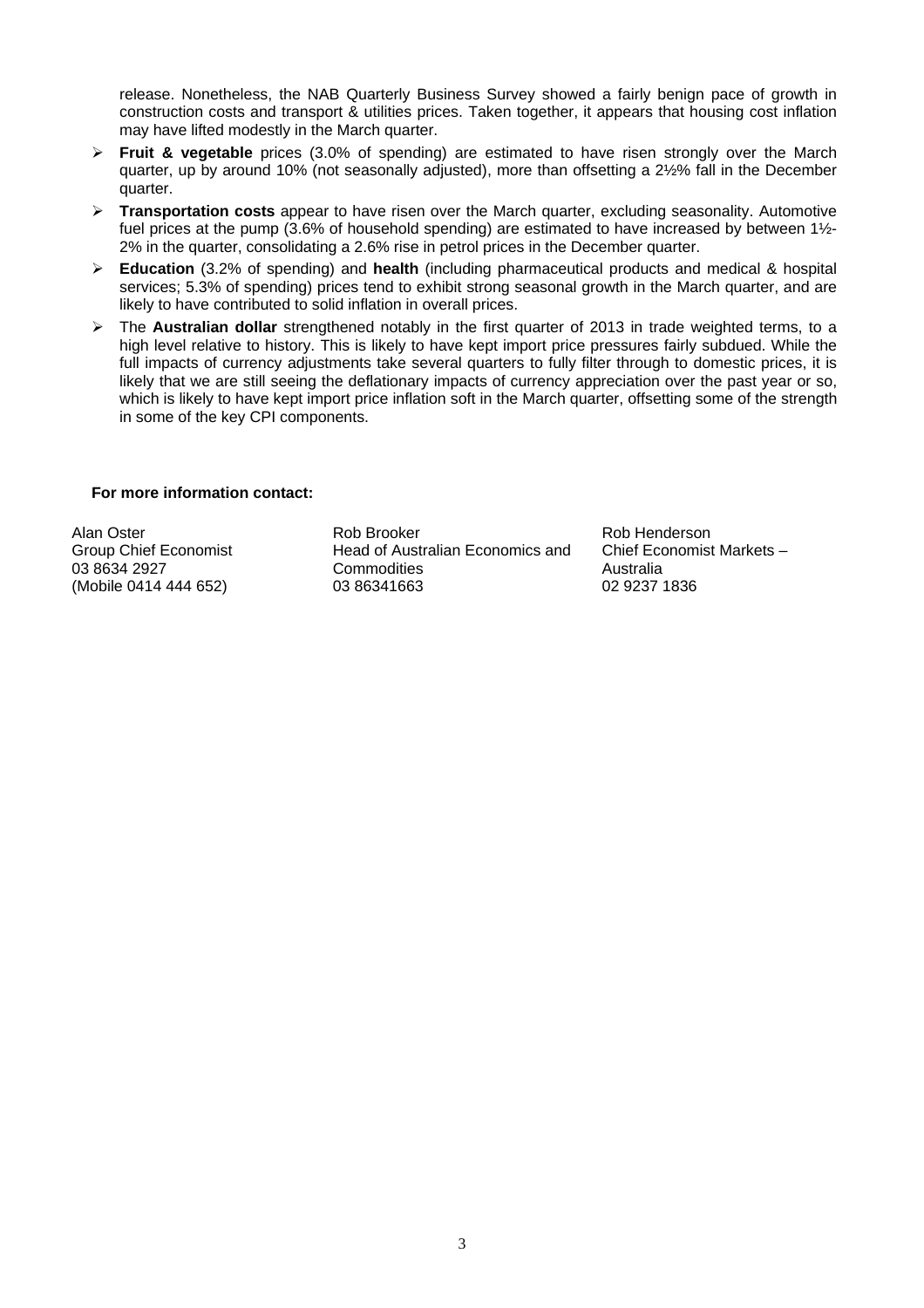release. Nonetheless, the NAB Quarterly Business Survey showed a fairly benign pace of growth in construction costs and transport & utilities prices. Taken together, it appears that housing cost inflation may have lifted modestly in the March quarter.

- **Fruit & vegetable** prices (3.0% of spending) are estimated to have risen strongly over the March quarter, up by around 10% (not seasonally adjusted), more than offsetting a 2½% fall in the December quarter.
- **Transportation costs** appear to have risen over the March quarter, excluding seasonality. Automotive fuel prices at the pump (3.6% of household spending) are estimated to have increased by between 1½-2% in the quarter, consolidating a 2.6% rise in petrol prices in the December quarter.
- **Education** (3.2% of spending) and **health** (including pharmaceutical products and medical & hospital services; 5.3% of spending) prices tend to exhibit strong seasonal growth in the March quarter, and are likely to have contributed to solid inflation in overall prices.
- The **Australian dollar** strengthened notably in the first quarter of 2013 in trade weighted terms, to a high level relative to history. This is likely to have kept import price pressures fairly subdued. While the full impacts of currency adjustments take several quarters to fully filter through to domestic prices, it is likely that we are still seeing the deflationary impacts of currency appreciation over the past year or so, which is likely to have kept import price inflation soft in the March quarter, offsetting some of the strength in some of the key CPI components.

**For more information contact:**

Alan Oster
Group Chief Economist
03 8634 2927
(Mobile 0414 444 652)

Rob Brooker
Head of Australian Economics and Commodities
03 86341663

Rob Henderson
Chief Economist Markets – Australia
02 9237 1836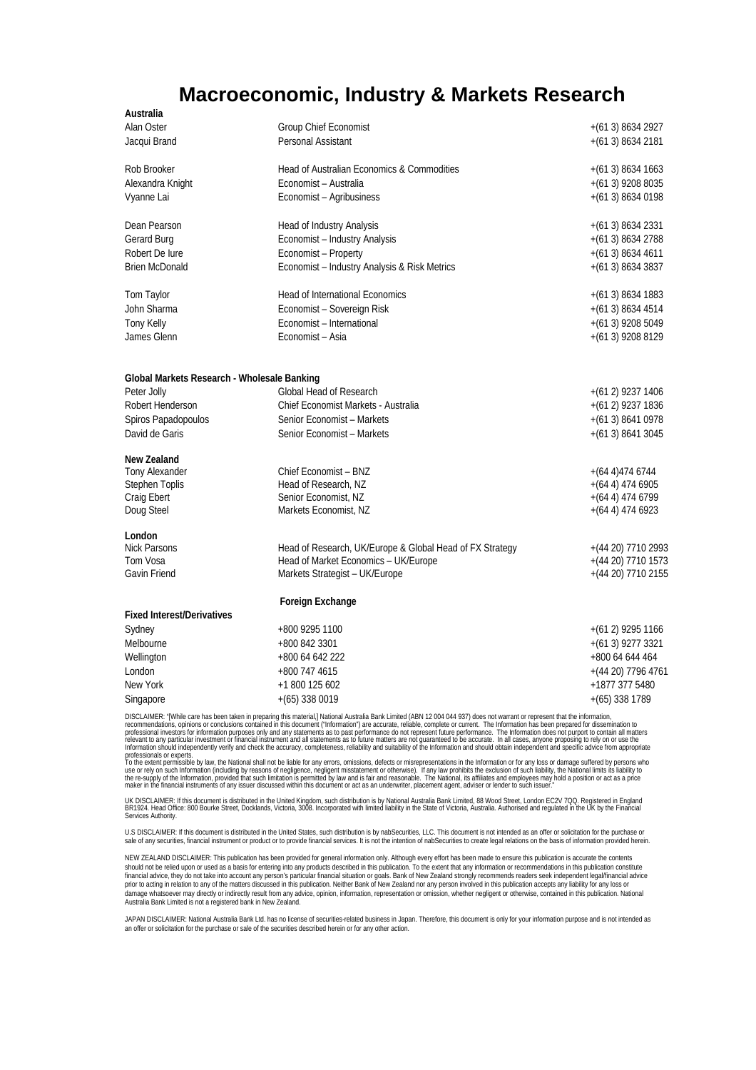# Macroeconomic, Industry & Markets Research

| | | |
|---|---|---|
| **Australia** | | |
| Alan Oster | Group Chief Economist | +(61 3) 8634 2927 |
| Jacqui Brand | Personal Assistant | +(61 3) 8634 2181 |
| | | |
| Rob Brooker | Head of Australian Economics & Commodities | +(61 3) 8634 1663 |
| Alexandra Knight | Economist – Australia | +(61 3) 9208 8035 |
| Vyanne Lai | Economist – Agribusiness | +(61 3) 8634 0198 |
| | | |
| Dean Pearson | Head of Industry Analysis | +(61 3) 8634 2331 |
| Gerard Burg | Economist – Industry Analysis | +(61 3) 8634 2788 |
| Robert De Iure | Economist – Property | +(61 3) 8634 4611 |
| Brien McDonald | Economist – Industry Analysis & Risk Metrics | +(61 3) 8634 3837 |
| | | |
| Tom Taylor | Head of International Economics | +(61 3) 8634 1883 |
| John Sharma | Economist – Sovereign Risk | +(61 3) 8634 4514 |
| Tony Kelly | Economist – International | +(61 3) 9208 5049 |
| James Glenn | Economist – Asia | +(61 3) 9208 8129 |
| | | |
| **Global Markets Research - Wholesale Banking** | | |
| Peter Jolly | Global Head of Research | +(61 2) 9237 1406 |
| Robert Henderson | Chief Economist Markets - Australia | +(61 2) 9237 1836 |
| Spiros Papadopoulos | Senior Economist – Markets | +(61 3) 8641 0978 |
| David de Garis | Senior Economist – Markets | +(61 3) 8641 3045 |
| | | |
| **New Zealand** | | |
| Tony Alexander | Chief Economist – BNZ | +(64 4)474 6744 |
| Stephen Toplis | Head of Research, NZ | +(64 4) 474 6905 |
| Craig Ebert | Senior Economist, NZ | +(64 4) 474 6799 |
| Doug Steel | Markets Economist, NZ | +(64 4) 474 6923 |
| | | |
| **London** | | |
| Nick Parsons | Head of Research, UK/Europe & Global Head of FX Strategy | +(44 20) 7710 2993 |
| Tom Vosa | Head of Market Economics – UK/Europe | +(44 20) 7710 1573 |
| Gavin Friend | Markets Strategist – UK/Europe | +(44 20) 7710 2155 |

| | **Foreign Exchange** | **Fixed Interest/Derivatives** |
|---|---|---|
| Sydney | +800 9295 1100 | +(61 2) 9295 1166 |
| Melbourne | +800 842 3301 | +(61 3) 9277 3321 |
| Wellington | +800 64 642 222 | +800 64 644 464 |
| London | +800 747 4615 | +(44 20) 7796 4761 |
| New York | +1 800 125 602 | +1877 377 5480 |
| Singapore | +(65) 338 0019 | +(65) 338 1789 |

DISCLAIMER: "[While care has been taken in preparing this material,] National Australia Bank Limited (ABN 12 004 044 937) does not warrant or represent that the information, recommendations, opinions or conclusions contained in this document ("Information") are accurate, reliable, complete or current. The Information has been prepared for dissemination to professional investors for information purposes only and any statements as to past performance do not represent future performance. The Information does not purport to contain all matters relevant to any particular investment or financial instrument and all statements as to future matters are not guaranteed to be accurate. In all cases, anyone proposing to rely on or use the Information should independently verify and check the accuracy, completeness, reliability and suitability of the Information and should obtain independent and specific advice from appropriate professionals or experts.
To the extent permissible by law, the National shall not be liable for any errors, omissions, defects or misrepresentations in the Information or for any loss or damage suffered by persons who use or rely on such Information (including by reasons of negligence, negligent misstatement or otherwise). If any law prohibits the exclusion of such liability, the National limits its liability to the re-supply of the Information, provided that such limitation is permitted by law and is fair and reasonable. The National, its affiliates and employees may hold a position or act as a price maker in the financial instruments of any issuer discussed within this document or act as an underwriter, placement agent, adviser or lender to such issuer."

UK DISCLAIMER: If this document is distributed in the United Kingdom, such distribution is by National Australia Bank Limited, 88 Wood Street, London EC2V 7QQ. Registered in England BR1924. Head Office: 800 Bourke Street, Docklands, Victoria, 3008. Incorporated with limited liability in the State of Victoria, Australia. Authorised and regulated in the UK by the Financial Services Authority.

U.S DISCLAIMER: If this document is distributed in the United States, such distribution is by nabSecurities, LLC. This document is not intended as an offer or solicitation for the purchase or sale of any securities, financial instrument or product or to provide financial services. It is not the intention of nabSecurities to create legal relations on the basis of information provided herein.

NEW ZEALAND DISCLAIMER: This publication has been provided for general information only. Although every effort has been made to ensure this publication is accurate the contents should not be relied upon or used as a basis for entering into any products described in this publication. To the extent that any information or recommendations in this publication constitute financial advice, they do not take into account any person's particular financial situation or goals. Bank of New Zealand strongly recommends readers seek independent legal/financial advice prior to acting in relation to any of the matters discussed in this publication. Neither Bank of New Zealand nor any person involved in this publication accepts any liability for any loss or damage whatsoever may directly or indirectly result from any advice, opinion, information, representation or omission, whether negligent or otherwise, contained in this publication. National Australia Bank Limited is not a registered bank in New Zealand.

JAPAN DISCLAIMER: National Australia Bank Ltd. has no license of securities-related business in Japan. Therefore, this document is only for your information purpose and is not intended as an offer or solicitation for the purchase or sale of the securities described herein or for any other action.